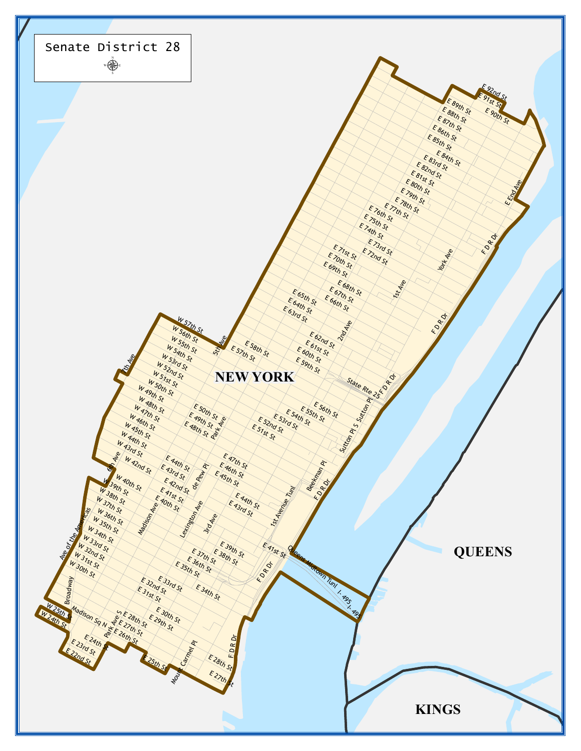# Senate District 28

NEW YORK

QUEENS

KINGS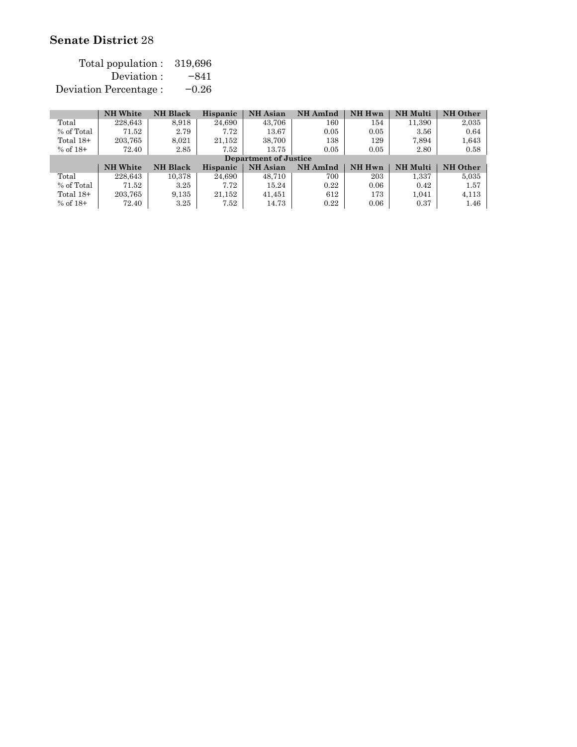## Senate District 28

| | |
|---|---|
| Total population : | 319,696 |
| Deviation : | −841 |
| Deviation Percentage : | −0.26 |

| | NH White | NH Black | Hispanic | NH Asian | NH AmInd | NH Hwn | NH Multi | NH Other |
|---|---|---|---|---|---|---|---|---|
| Total | 228,643 | 8,918 | 24,690 | 43,706 | 160 | 154 | 11,390 | 2,035 |
| % of Total | 71.52 | 2.79 | 7.72 | 13.67 | 0.05 | 0.05 | 3.56 | 0.64 |
| Total 18+ | 203,765 | 8,021 | 21,152 | 38,700 | 138 | 129 | 7,894 | 1,643 |
| % of 18+ | 72.40 | 2.85 | 7.52 | 13.75 | 0.05 | 0.05 | 2.80 | 0.58 |
| **Department of Justice** | | | | | | | | |
| | **NH White** | **NH Black** | **Hispanic** | **NH Asian** | **NH AmInd** | **NH Hwn** | **NH Multi** | **NH Other** |
| Total | 228,643 | 10,378 | 24,690 | 48,710 | 700 | 203 | 1,337 | 5,035 |
| % of Total | 71.52 | 3.25 | 7.72 | 15.24 | 0.22 | 0.06 | 0.42 | 1.57 |
| Total 18+ | 203,765 | 9,135 | 21,152 | 41,451 | 612 | 173 | 1,041 | 4,113 |
| % of 18+ | 72.40 | 3.25 | 7.52 | 14.73 | 0.22 | 0.06 | 0.37 | 1.46 |